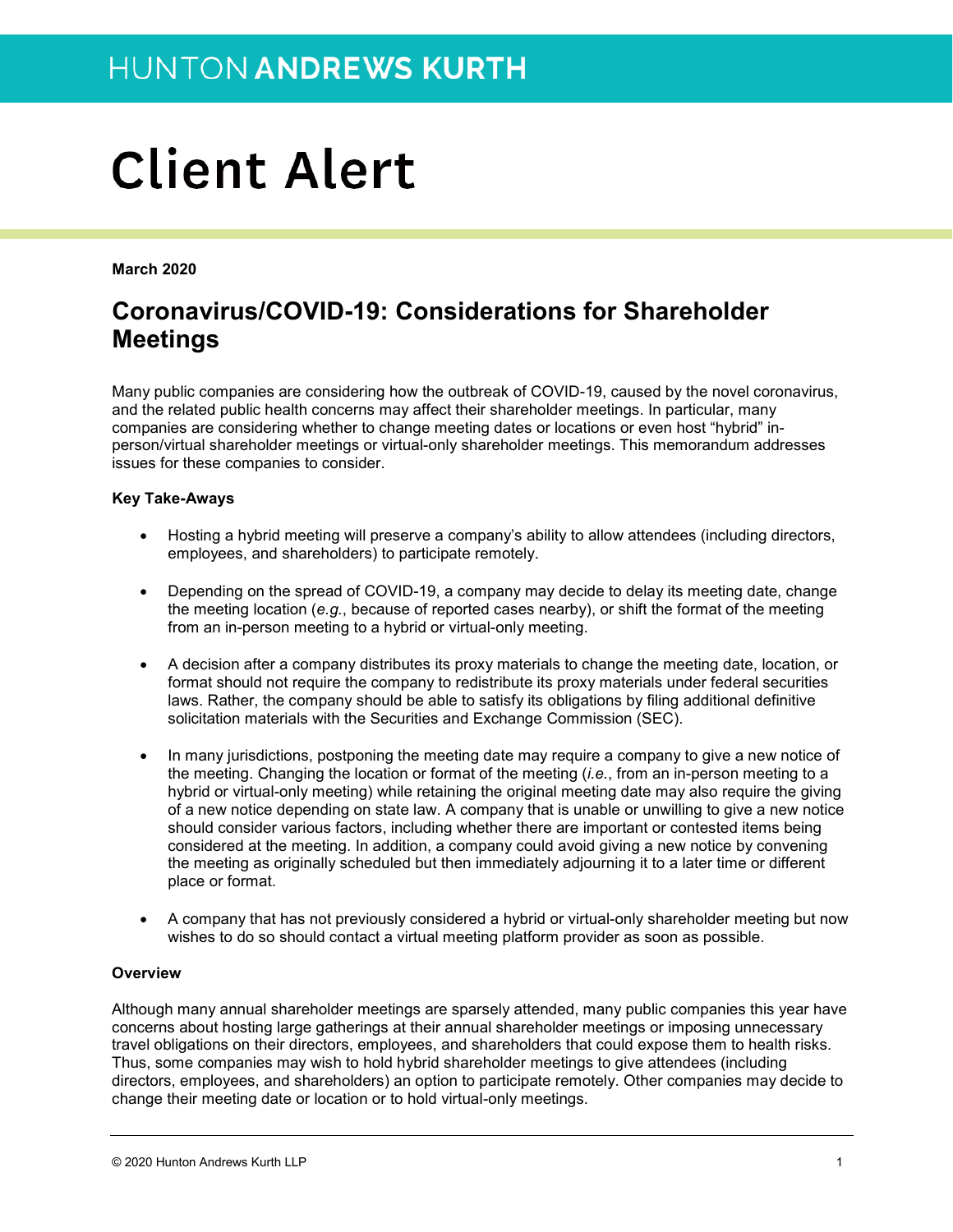# HUNTON ANDREWS KURTH

# Client Alert

**March 2020**

## Coronavirus/COVID-19: Considerations for Shareholder Meetings

Many public companies are considering how the outbreak of COVID-19, caused by the novel coronavirus, and the related public health concerns may affect their shareholder meetings. In particular, many companies are considering whether to change meeting dates or locations or even host "hybrid" in-person/virtual shareholder meetings or virtual-only shareholder meetings. This memorandum addresses issues for these companies to consider.

**Key Take-Aways**

- Hosting a hybrid meeting will preserve a company's ability to allow attendees (including directors, employees, and shareholders) to participate remotely.
- Depending on the spread of COVID-19, a company may decide to delay its meeting date, change the meeting location (*e.g.*, because of reported cases nearby), or shift the format of the meeting from an in-person meeting to a hybrid or virtual-only meeting.
- A decision after a company distributes its proxy materials to change the meeting date, location, or format should not require the company to redistribute its proxy materials under federal securities laws. Rather, the company should be able to satisfy its obligations by filing additional definitive solicitation materials with the Securities and Exchange Commission (SEC).
- In many jurisdictions, postponing the meeting date may require a company to give a new notice of the meeting. Changing the location or format of the meeting (*i.e.*, from an in-person meeting to a hybrid or virtual-only meeting) while retaining the original meeting date may also require the giving of a new notice depending on state law. A company that is unable or unwilling to give a new notice should consider various factors, including whether there are important or contested items being considered at the meeting. In addition, a company could avoid giving a new notice by convening the meeting as originally scheduled but then immediately adjourning it to a later time or different place or format.
- A company that has not previously considered a hybrid or virtual-only shareholder meeting but now wishes to do so should contact a virtual meeting platform provider as soon as possible.

**Overview**

Although many annual shareholder meetings are sparsely attended, many public companies this year have concerns about hosting large gatherings at their annual shareholder meetings or imposing unnecessary travel obligations on their directors, employees, and shareholders that could expose them to health risks. Thus, some companies may wish to hold hybrid shareholder meetings to give attendees (including directors, employees, and shareholders) an option to participate remotely. Other companies may decide to change their meeting date or location or to hold virtual-only meetings.

© 2020 Hunton Andrews Kurth LLP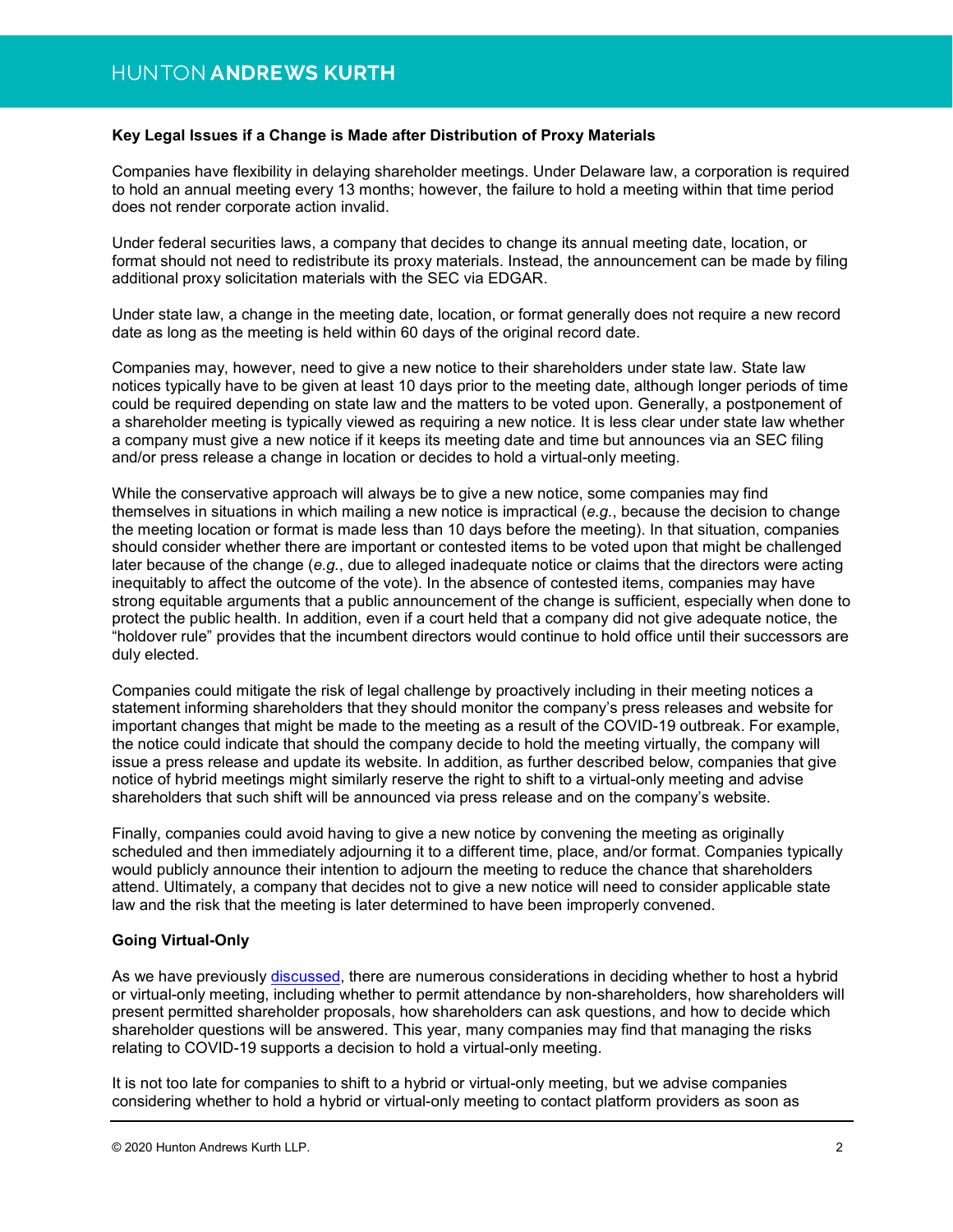**Key Legal Issues if a Change is Made after Distribution of Proxy Materials**

Companies have flexibility in delaying shareholder meetings. Under Delaware law, a corporation is required to hold an annual meeting every 13 months; however, the failure to hold a meeting within that time period does not render corporate action invalid.

Under federal securities laws, a company that decides to change its annual meeting date, location, or format should not need to redistribute its proxy materials. Instead, the announcement can be made by filing additional proxy solicitation materials with the SEC via EDGAR.

Under state law, a change in the meeting date, location, or format generally does not require a new record date as long as the meeting is held within 60 days of the original record date.

Companies may, however, need to give a new notice to their shareholders under state law. State law notices typically have to be given at least 10 days prior to the meeting date, although longer periods of time could be required depending on state law and the matters to be voted upon. Generally, a postponement of a shareholder meeting is typically viewed as requiring a new notice. It is less clear under state law whether a company must give a new notice if it keeps its meeting date and time but announces via an SEC filing and/or press release a change in location or decides to hold a virtual-only meeting.

While the conservative approach will always be to give a new notice, some companies may find themselves in situations in which mailing a new notice is impractical (*e.g.*, because the decision to change the meeting location or format is made less than 10 days before the meeting). In that situation, companies should consider whether there are important or contested items to be voted upon that might be challenged later because of the change (*e.g.*, due to alleged inadequate notice or claims that the directors were acting inequitably to affect the outcome of the vote). In the absence of contested items, companies may have strong equitable arguments that a public announcement of the change is sufficient, especially when done to protect the public health. In addition, even if a court held that a company did not give adequate notice, the "holdover rule" provides that the incumbent directors would continue to hold office until their successors are duly elected.

Companies could mitigate the risk of legal challenge by proactively including in their meeting notices a statement informing shareholders that they should monitor the company's press releases and website for important changes that might be made to the meeting as a result of the COVID-19 outbreak. For example, the notice could indicate that should the company decide to hold the meeting virtually, the company will issue a press release and update its website. In addition, as further described below, companies that give notice of hybrid meetings might similarly reserve the right to shift to a virtual-only meeting and advise shareholders that such shift will be announced via press release and on the company's website.

Finally, companies could avoid having to give a new notice by convening the meeting as originally scheduled and then immediately adjourning it to a different time, place, and/or format. Companies typically would publicly announce their intention to adjourn the meeting to reduce the chance that shareholders attend. Ultimately, a company that decides not to give a new notice will need to consider applicable state law and the risk that the meeting is later determined to have been improperly convened.

**Going Virtual-Only**

As we have previously discussed, there are numerous considerations in deciding whether to host a hybrid or virtual-only meeting, including whether to permit attendance by non-shareholders, how shareholders will present permitted shareholder proposals, how shareholders can ask questions, and how to decide which shareholder questions will be answered. This year, many companies may find that managing the risks relating to COVID-19 supports a decision to hold a virtual-only meeting.

It is not too late for companies to shift to a hybrid or virtual-only meeting, but we advise companies considering whether to hold a hybrid or virtual-only meeting to contact platform providers as soon as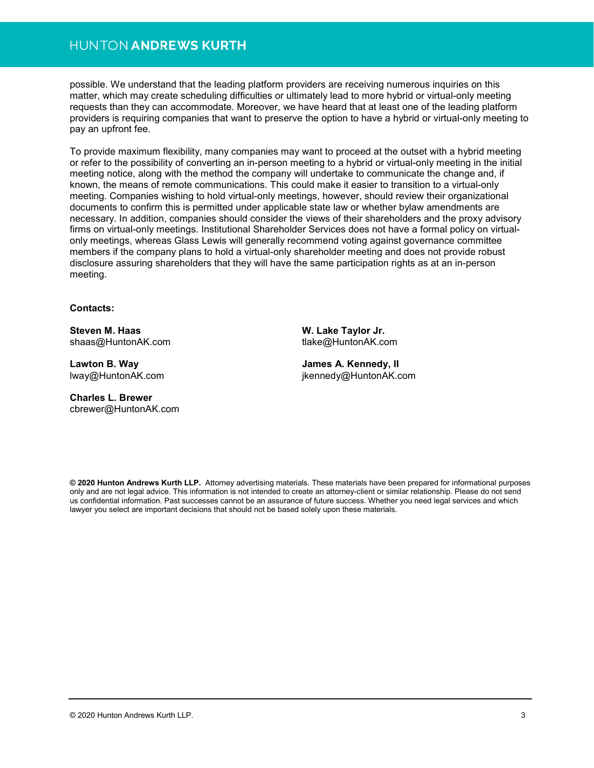possible. We understand that the leading platform providers are receiving numerous inquiries on this matter, which may create scheduling difficulties or ultimately lead to more hybrid or virtual-only meeting requests than they can accommodate. Moreover, we have heard that at least one of the leading platform providers is requiring companies that want to preserve the option to have a hybrid or virtual-only meeting to pay an upfront fee.

To provide maximum flexibility, many companies may want to proceed at the outset with a hybrid meeting or refer to the possibility of converting an in-person meeting to a hybrid or virtual-only meeting in the initial meeting notice, along with the method the company will undertake to communicate the change and, if known, the means of remote communications. This could make it easier to transition to a virtual-only meeting. Companies wishing to hold virtual-only meetings, however, should review their organizational documents to confirm this is permitted under applicable state law or whether bylaw amendments are necessary. In addition, companies should consider the views of their shareholders and the proxy advisory firms on virtual-only meetings. Institutional Shareholder Services does not have a formal policy on virtual-only meetings, whereas Glass Lewis will generally recommend voting against governance committee members if the company plans to hold a virtual-only shareholder meeting and does not provide robust disclosure assuring shareholders that they will have the same participation rights as at an in-person meeting.

**Contacts:**

**Steven M. Haas**
shaas@HuntonAK.com

**Lawton B. Way**
lway@HuntonAK.com

**Charles L. Brewer**
cbrewer@HuntonAK.com

**W. Lake Taylor Jr.**
tlake@HuntonAK.com

**James A. Kennedy, II**
jkennedy@HuntonAK.com

**© 2020 Hunton Andrews Kurth LLP.** Attorney advertising materials. These materials have been prepared for informational purposes only and are not legal advice. This information is not intended to create an attorney-client or similar relationship. Please do not send us confidential information. Past successes cannot be an assurance of future success. Whether you need legal services and which lawyer you select are important decisions that should not be based solely upon these materials.